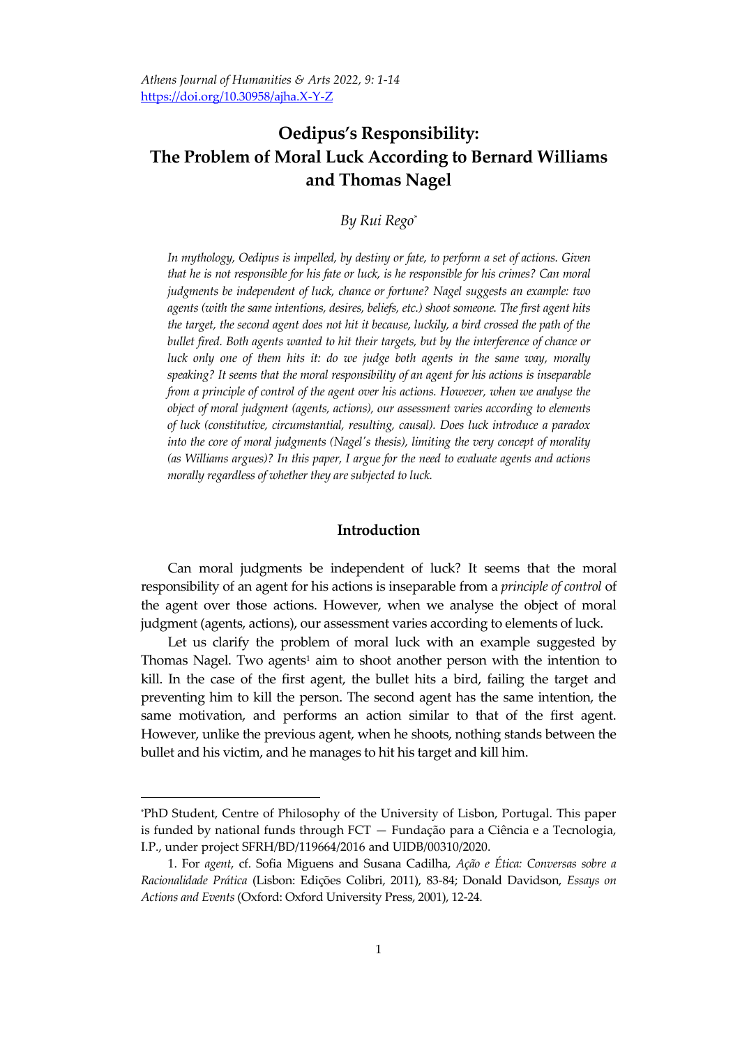# Oedipus's Responsibility: The Problem of Moral Luck According to Bernard Williams and Thomas Nagel

*By Rui Rego*[*]

*In mythology, Oedipus is impelled, by destiny or fate, to perform a set of actions. Given that he is not responsible for his fate or luck, is he responsible for his crimes? Can moral judgments be independent of luck, chance or fortune? Nagel suggests an example: two agents (with the same intentions, desires, beliefs, etc.) shoot someone. The first agent hits the target, the second agent does not hit it because, luckily, a bird crossed the path of the bullet fired. Both agents wanted to hit their targets, but by the interference of chance or luck only one of them hits it: do we judge both agents in the same way, morally speaking? It seems that the moral responsibility of an agent for his actions is inseparable from a principle of control of the agent over his actions. However, when we analyse the object of moral judgment (agents, actions), our assessment varies according to elements of luck (constitutive, circumstantial, resulting, causal). Does luck introduce a paradox into the core of moral judgments (Nagel's thesis), limiting the very concept of morality (as Williams argues)? In this paper, I argue for the need to evaluate agents and actions morally regardless of whether they are subjected to luck.*

## Introduction

Can moral judgments be independent of luck? It seems that the moral responsibility of an agent for his actions is inseparable from a *principle of control* of the agent over those actions. However, when we analyse the object of moral judgment (agents, actions), our assessment varies according to elements of luck.

Let us clarify the problem of moral luck with an example suggested by Thomas Nagel. Two agents[1] aim to shoot another person with the intention to kill. In the case of the first agent, the bullet hits a bird, failing the target and preventing him to kill the person. The second agent has the same intention, the same motivation, and performs an action similar to that of the first agent. However, unlike the previous agent, when he shoots, nothing stands between the bullet and his victim, and he manages to hit his target and kill him.

---

[*]PhD Student, Centre of Philosophy of the University of Lisbon, Portugal. This paper is funded by national funds through FCT — Fundação para a Ciência e a Tecnologia, I.P., under project SFRH/BD/119664/2016 and UIDB/00310/2020.

1. For *agent*, cf. Sofia Miguens and Susana Cadilha, *Ação e Ética: Conversas sobre a Racionalidade Prática* (Lisbon: Edições Colibri, 2011), 83-84; Donald Davidson, *Essays on Actions and Events* (Oxford: Oxford University Press, 2001), 12-24.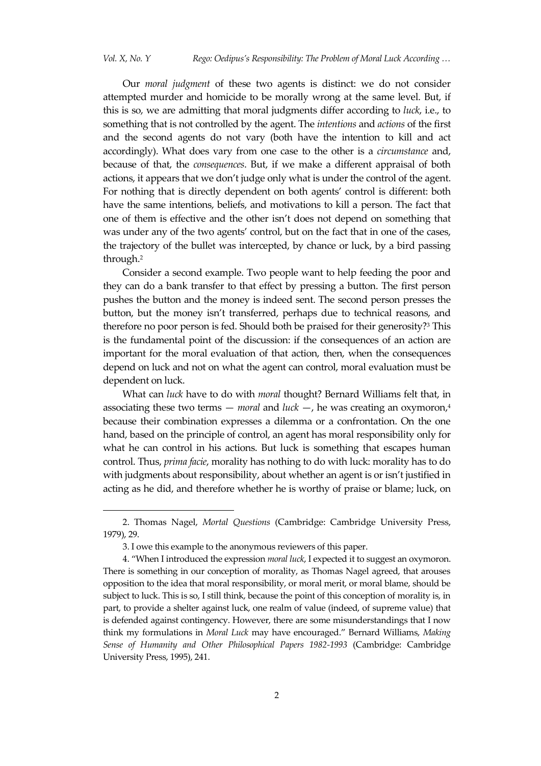Our *moral judgment* of these two agents is distinct: we do not consider attempted murder and homicide to be morally wrong at the same level. But, if this is so, we are admitting that moral judgments differ according to *luck*, i.e., to something that is not controlled by the agent. The *intentions* and *actions* of the first and the second agents do not vary (both have the intention to kill and act accordingly). What does vary from one case to the other is a *circumstance* and, because of that, the *consequences*. But, if we make a different appraisal of both actions, it appears that we don't judge only what is under the control of the agent. For nothing that is directly dependent on both agents' control is different: both have the same intentions, beliefs, and motivations to kill a person. The fact that one of them is effective and the other isn't does not depend on something that was under any of the two agents' control, but on the fact that in one of the cases, the trajectory of the bullet was intercepted, by chance or luck, by a bird passing through.[2]

Consider a second example. Two people want to help feeding the poor and they can do a bank transfer to that effect by pressing a button. The first person pushes the button and the money is indeed sent. The second person presses the button, but the money isn't transferred, perhaps due to technical reasons, and therefore no poor person is fed. Should both be praised for their generosity?[3] This is the fundamental point of the discussion: if the consequences of an action are important for the moral evaluation of that action, then, when the consequences depend on luck and not on what the agent can control, moral evaluation must be dependent on luck.

What can *luck* have to do with *moral* thought? Bernard Williams felt that, in associating these two terms — *moral* and *luck* —, he was creating an oxymoron,[4] because their combination expresses a dilemma or a confrontation. On the one hand, based on the principle of control, an agent has moral responsibility only for what he can control in his actions. But luck is something that escapes human control. Thus, *prima facie*, morality has nothing to do with luck: morality has to do with judgments about responsibility, about whether an agent is or isn't justified in acting as he did, and therefore whether he is worthy of praise or blame; luck, on

---

2. Thomas Nagel, *Mortal Questions* (Cambridge: Cambridge University Press, 1979), 29.

3. I owe this example to the anonymous reviewers of this paper.

4. "When I introduced the expression *moral luck*, I expected it to suggest an oxymoron. There is something in our conception of morality, as Thomas Nagel agreed, that arouses opposition to the idea that moral responsibility, or moral merit, or moral blame, should be subject to luck. This is so, I still think, because the point of this conception of morality is, in part, to provide a shelter against luck, one realm of value (indeed, of supreme value) that is defended against contingency. However, there are some misunderstandings that I now think my formulations in *Moral Luck* may have encouraged." Bernard Williams, *Making Sense of Humanity and Other Philosophical Papers 1982-1993* (Cambridge: Cambridge University Press, 1995), 241.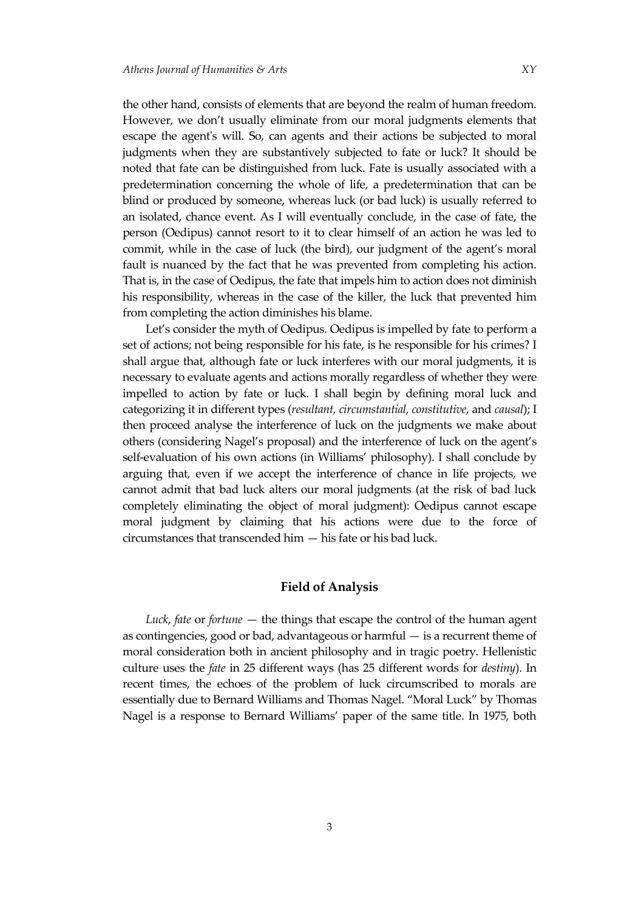the other hand, consists of elements that are beyond the realm of human freedom. However, we don't usually eliminate from our moral judgments elements that escape the agent's will. So, can agents and their actions be subjected to moral judgments when they are substantively subjected to fate or luck? It should be noted that fate can be distinguished from luck. Fate is usually associated with a predetermination concerning the whole of life, a predetermination that can be blind or produced by someone, whereas luck (or bad luck) is usually referred to an isolated, chance event. As I will eventually conclude, in the case of fate, the person (Oedipus) cannot resort to it to clear himself of an action he was led to commit, while in the case of luck (the bird), our judgment of the agent's moral fault is nuanced by the fact that he was prevented from completing his action. That is, in the case of Oedipus, the fate that impels him to action does not diminish his responsibility, whereas in the case of the killer, the luck that prevented him from completing the action diminishes his blame.

Let's consider the myth of Oedipus. Oedipus is impelled by fate to perform a set of actions; not being responsible for his fate, is he responsible for his crimes? I shall argue that, although fate or luck interferes with our moral judgments, it is necessary to evaluate agents and actions morally regardless of whether they were impelled to action by fate or luck. I shall begin by defining moral luck and categorizing it in different types (*resultant, circumstantial, constitutive*, and *causal*); I then proceed analyse the interference of luck on the judgments we make about others (considering Nagel's proposal) and the interference of luck on the agent's self-evaluation of his own actions (in Williams' philosophy). I shall conclude by arguing that, even if we accept the interference of chance in life projects, we cannot admit that bad luck alters our moral judgments (at the risk of bad luck completely eliminating the object of moral judgment): Oedipus cannot escape moral judgment by claiming that his actions were due to the force of circumstances that transcended him — his fate or his bad luck.

## Field of Analysis

*Luck*, *fate* or *fortune* — the things that escape the control of the human agent as contingencies, good or bad, advantageous or harmful — is a recurrent theme of moral consideration both in ancient philosophy and in tragic poetry. Hellenistic culture uses the *fate* in 25 different ways (has 25 different words for *destiny*). In recent times, the echoes of the problem of luck circumscribed to morals are essentially due to Bernard Williams and Thomas Nagel. "Moral Luck" by Thomas Nagel is a response to Bernard Williams' paper of the same title. In 1975, both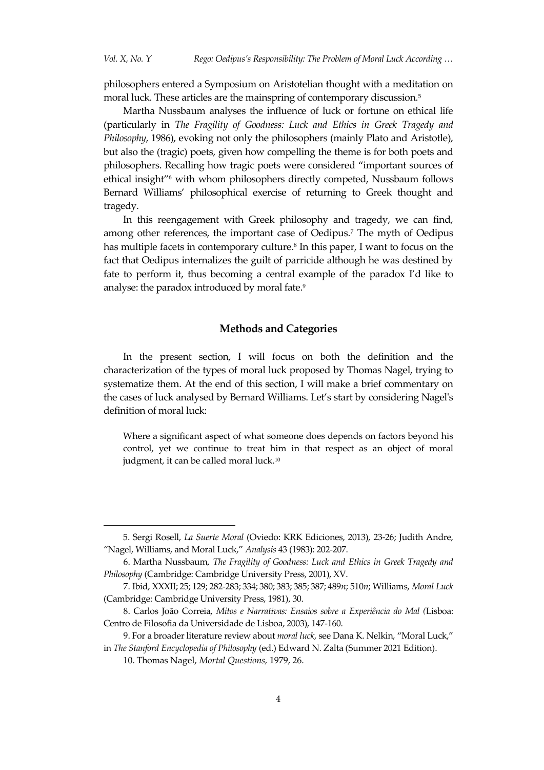philosophers entered a Symposium on Aristotelian thought with a meditation on moral luck. These articles are the mainspring of contemporary discussion.[5]

Martha Nussbaum analyses the influence of luck or fortune on ethical life (particularly in *The Fragility of Goodness: Luck and Ethics in Greek Tragedy and Philosophy*, 1986), evoking not only the philosophers (mainly Plato and Aristotle), but also the (tragic) poets, given how compelling the theme is for both poets and philosophers. Recalling how tragic poets were considered "important sources of ethical insight"[6] with whom philosophers directly competed, Nussbaum follows Bernard Williams' philosophical exercise of returning to Greek thought and tragedy.

In this reengagement with Greek philosophy and tragedy, we can find, among other references, the important case of Oedipus.[7] The myth of Oedipus has multiple facets in contemporary culture.[8] In this paper, I want to focus on the fact that Oedipus internalizes the guilt of parricide although he was destined by fate to perform it, thus becoming a central example of the paradox I'd like to analyse: the paradox introduced by moral fate.[9]

## Methods and Categories

In the present section, I will focus on both the definition and the characterization of the types of moral luck proposed by Thomas Nagel, trying to systematize them. At the end of this section, I will make a brief commentary on the cases of luck analysed by Bernard Williams. Let's start by considering Nagel's definition of moral luck:

> Where a significant aspect of what someone does depends on factors beyond his control, yet we continue to treat him in that respect as an object of moral judgment, it can be called moral luck.[10]

---

5. Sergi Rosell, *La Suerte Moral* (Oviedo: KRK Ediciones, 2013), 23-26; Judith Andre, "Nagel, Williams, and Moral Luck," *Analysis* 43 (1983): 202-207.

6. Martha Nussbaum, *The Fragility of Goodness: Luck and Ethics in Greek Tragedy and Philosophy* (Cambridge: Cambridge University Press, 2001), XV.

7. Ibid, XXXII; 25; 129; 282-283; 334; 380; 383; 385; 387; 489*n*; 510*n*; Williams, *Moral Luck* (Cambridge: Cambridge University Press, 1981), 30.

8. Carlos João Correia, *Mitos e Narrativas: Ensaios sobre a Experiência do Mal (*Lisboa: Centro de Filosofia da Universidade de Lisboa, 2003), 147-160.

9. For a broader literature review about *moral luck*, see Dana K. Nelkin, "Moral Luck," in *The Stanford Encyclopedia of Philosophy* (ed.) Edward N. Zalta (Summer 2021 Edition).

10. Thomas Nagel, *Mortal Questions*, 1979, 26.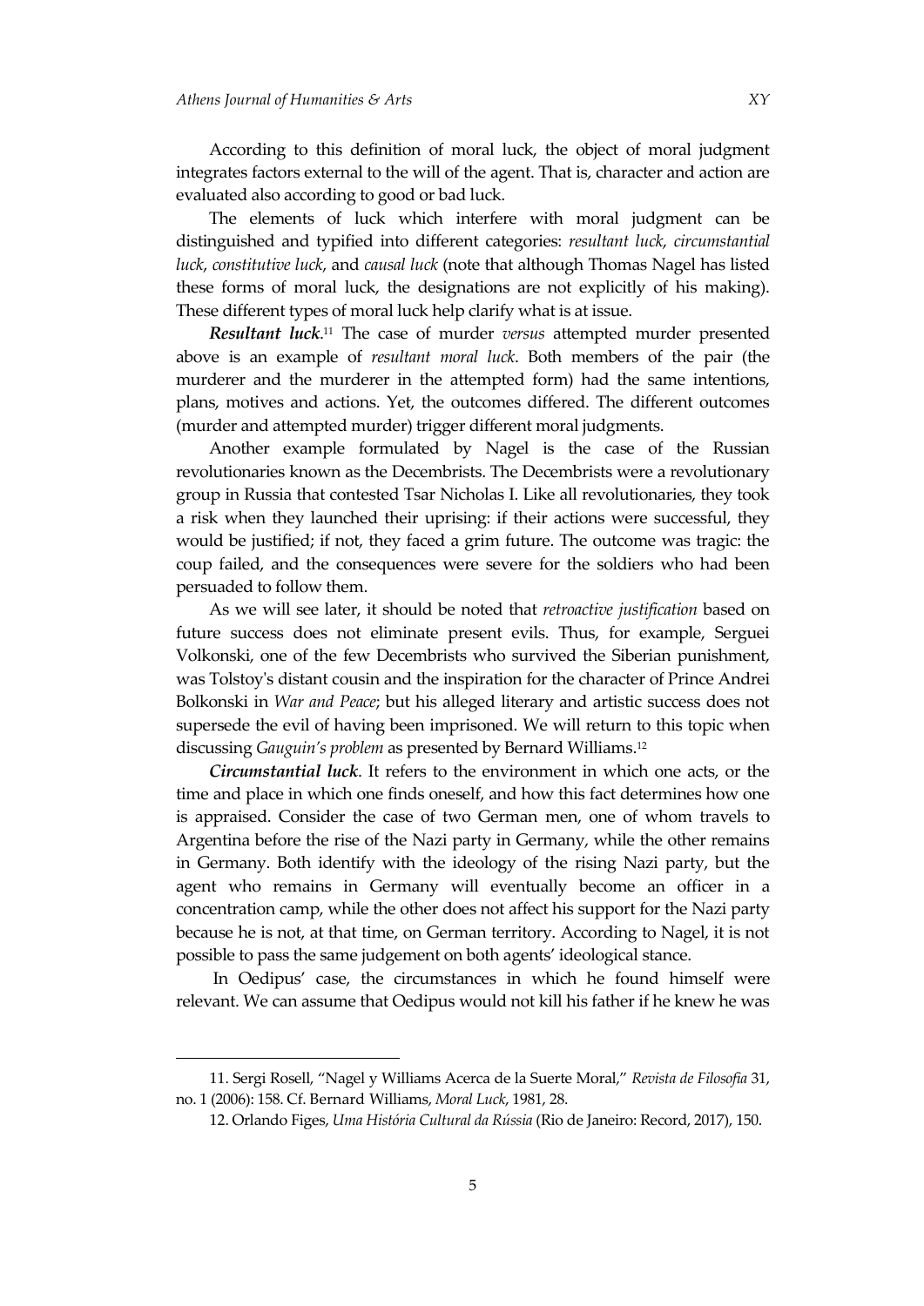According to this definition of moral luck, the object of moral judgment integrates factors external to the will of the agent. That is, character and action are evaluated also according to good or bad luck.

The elements of luck which interfere with moral judgment can be distinguished and typified into different categories: *resultant luck*, *circumstantial luck*, *constitutive luck*, and *causal luck* (note that although Thomas Nagel has listed these forms of moral luck, the designations are not explicitly of his making). These different types of moral luck help clarify what is at issue.

***Resultant luck***.[11] The case of murder *versus* attempted murder presented above is an example of *resultant moral luck*. Both members of the pair (the murderer and the murderer in the attempted form) had the same intentions, plans, motives and actions. Yet, the outcomes differed. The different outcomes (murder and attempted murder) trigger different moral judgments.

Another example formulated by Nagel is the case of the Russian revolutionaries known as the Decembrists. The Decembrists were a revolutionary group in Russia that contested Tsar Nicholas I. Like all revolutionaries, they took a risk when they launched their uprising: if their actions were successful, they would be justified; if not, they faced a grim future. The outcome was tragic: the coup failed, and the consequences were severe for the soldiers who had been persuaded to follow them.

As we will see later, it should be noted that *retroactive justification* based on future success does not eliminate present evils. Thus, for example, Serguei Volkonski, one of the few Decembrists who survived the Siberian punishment, was Tolstoy's distant cousin and the inspiration for the character of Prince Andrei Bolkonski in *War and Peace*; but his alleged literary and artistic success does not supersede the evil of having been imprisoned. We will return to this topic when discussing *Gauguin's problem* as presented by Bernard Williams.[12]

***Circumstantial luck***. It refers to the environment in which one acts, or the time and place in which one finds oneself, and how this fact determines how one is appraised. Consider the case of two German men, one of whom travels to Argentina before the rise of the Nazi party in Germany, while the other remains in Germany. Both identify with the ideology of the rising Nazi party, but the agent who remains in Germany will eventually become an officer in a concentration camp, while the other does not affect his support for the Nazi party because he is not, at that time, on German territory. According to Nagel, it is not possible to pass the same judgement on both agents' ideological stance.

In Oedipus' case, the circumstances in which he found himself were relevant. We can assume that Oedipus would not kill his father if he knew he was

---

11. Sergi Rosell, "Nagel y Williams Acerca de la Suerte Moral," *Revista de Filosofía* 31, no. 1 (2006): 158. Cf. Bernard Williams, *Moral Luck*, 1981, 28.

12. Orlando Figes, *Uma História Cultural da Rússia* (Rio de Janeiro: Record, 2017), 150.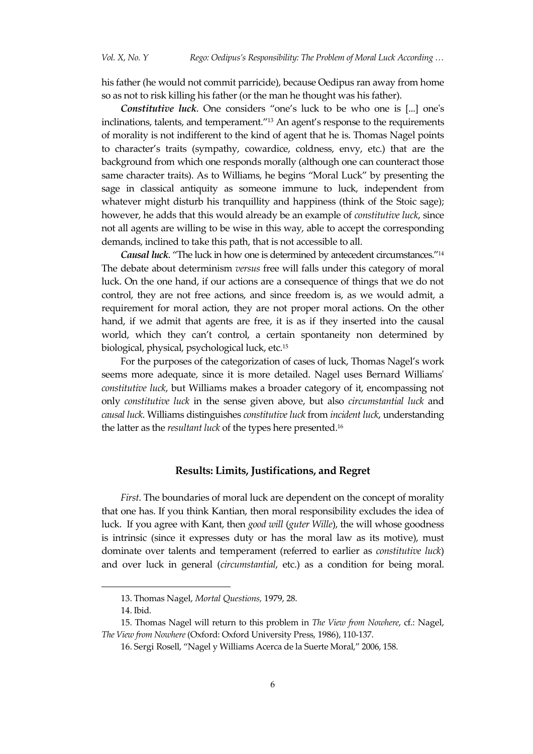his father (he would not commit parricide), because Oedipus ran away from home so as not to risk killing his father (or the man he thought was his father).

***Constitutive luck***. One considers "one's luck to be who one is [...] one's inclinations, talents, and temperament."[13] An agent's response to the requirements of morality is not indifferent to the kind of agent that he is. Thomas Nagel points to character's traits (sympathy, cowardice, coldness, envy, etc.) that are the background from which one responds morally (although one can counteract those same character traits). As to Williams, he begins "Moral Luck" by presenting the sage in classical antiquity as someone immune to luck, independent from whatever might disturb his tranquillity and happiness (think of the Stoic sage); however, he adds that this would already be an example of *constitutive luck*, since not all agents are willing to be wise in this way, able to accept the corresponding demands, inclined to take this path, that is not accessible to all.

***Causal luck***. "The luck in how one is determined by antecedent circumstances."[14] The debate about determinism *versus* free will falls under this category of moral luck. On the one hand, if our actions are a consequence of things that we do not control, they are not free actions, and since freedom is, as we would admit, a requirement for moral action, they are not proper moral actions. On the other hand, if we admit that agents are free, it is as if they inserted into the causal world, which they can't control, a certain spontaneity non determined by biological, physical, psychological luck, etc.[15]

For the purposes of the categorization of cases of luck, Thomas Nagel's work seems more adequate, since it is more detailed. Nagel uses Bernard Williams' *constitutive luck*, but Williams makes a broader category of it, encompassing not only *constitutive luck* in the sense given above, but also *circumstantial luck* and *causal luck*. Williams distinguishes *constitutive luck* from *incident luck*, understanding the latter as the *resultant luck* of the types here presented.[16]

## Results: Limits, Justifications, and Regret

*First*. The boundaries of moral luck are dependent on the concept of morality that one has. If you think Kantian, then moral responsibility excludes the idea of luck. If you agree with Kant, then *good will* (*guter Wille*), the will whose goodness is intrinsic (since it expresses duty or has the moral law as its motive), must dominate over talents and temperament (referred to earlier as *constitutive luck*) and over luck in general (*circumstantial*, etc.) as a condition for being moral.

---

13. Thomas Nagel, *Mortal Questions,* 1979, 28.

14. Ibid.

15. Thomas Nagel will return to this problem in *The View from Nowhere*, cf.: Nagel, *The View from Nowhere* (Oxford: Oxford University Press, 1986), 110-137.

16. Sergi Rosell, "Nagel y Williams Acerca de la Suerte Moral," 2006, 158.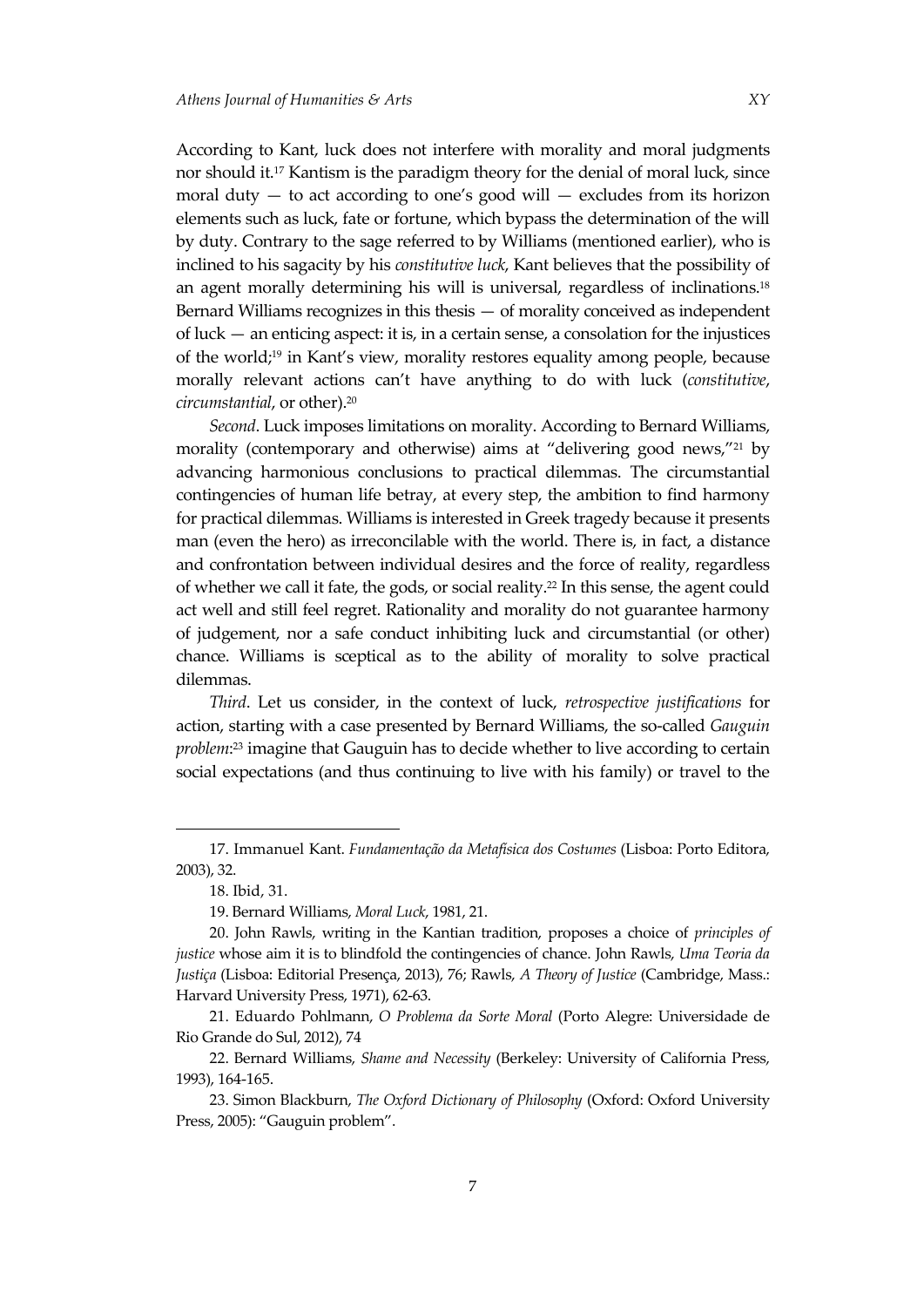According to Kant, luck does not interfere with morality and moral judgments nor should it.[17] Kantism is the paradigm theory for the denial of moral luck, since moral duty — to act according to one's good will — excludes from its horizon elements such as luck, fate or fortune, which bypass the determination of the will by duty. Contrary to the sage referred to by Williams (mentioned earlier), who is inclined to his sagacity by his *constitutive luck*, Kant believes that the possibility of an agent morally determining his will is universal, regardless of inclinations.[18] Bernard Williams recognizes in this thesis — of morality conceived as independent of luck — an enticing aspect: it is, in a certain sense, a consolation for the injustices of the world;[19] in Kant's view, morality restores equality among people, because morally relevant actions can't have anything to do with luck (*constitutive*, *circumstantial*, or other).[20]

*Second*. Luck imposes limitations on morality. According to Bernard Williams, morality (contemporary and otherwise) aims at "delivering good news,"[21] by advancing harmonious conclusions to practical dilemmas. The circumstantial contingencies of human life betray, at every step, the ambition to find harmony for practical dilemmas. Williams is interested in Greek tragedy because it presents man (even the hero) as irreconcilable with the world. There is, in fact, a distance and confrontation between individual desires and the force of reality, regardless of whether we call it fate, the gods, or social reality.[22] In this sense, the agent could act well and still feel regret. Rationality and morality do not guarantee harmony of judgement, nor a safe conduct inhibiting luck and circumstantial (or other) chance. Williams is sceptical as to the ability of morality to solve practical dilemmas.

*Third*. Let us consider, in the context of luck, *retrospective justifications* for action, starting with a case presented by Bernard Williams, the so-called *Gauguin problem*:[23] imagine that Gauguin has to decide whether to live according to certain social expectations (and thus continuing to live with his family) or travel to the

---

17. Immanuel Kant. *Fundamentação da Metafísica dos Costumes* (Lisboa: Porto Editora, 2003), 32.

18. Ibid, 31.

19. Bernard Williams, *Moral Luck*, 1981, 21.

20. John Rawls, writing in the Kantian tradition, proposes a choice of *principles of justice* whose aim it is to blindfold the contingencies of chance. John Rawls, *Uma Teoria da Justiça* (Lisboa: Editorial Presença, 2013), 76; Rawls, *A Theory of Justice* (Cambridge, Mass.: Harvard University Press, 1971), 62-63.

21. Eduardo Pohlmann, *O Problema da Sorte Moral* (Porto Alegre: Universidade de Rio Grande do Sul, 2012), 74

22. Bernard Williams, *Shame and Necessity* (Berkeley: University of California Press, 1993), 164-165.

23. Simon Blackburn, *The Oxford Dictionary of Philosophy* (Oxford: Oxford University Press, 2005): "Gauguin problem".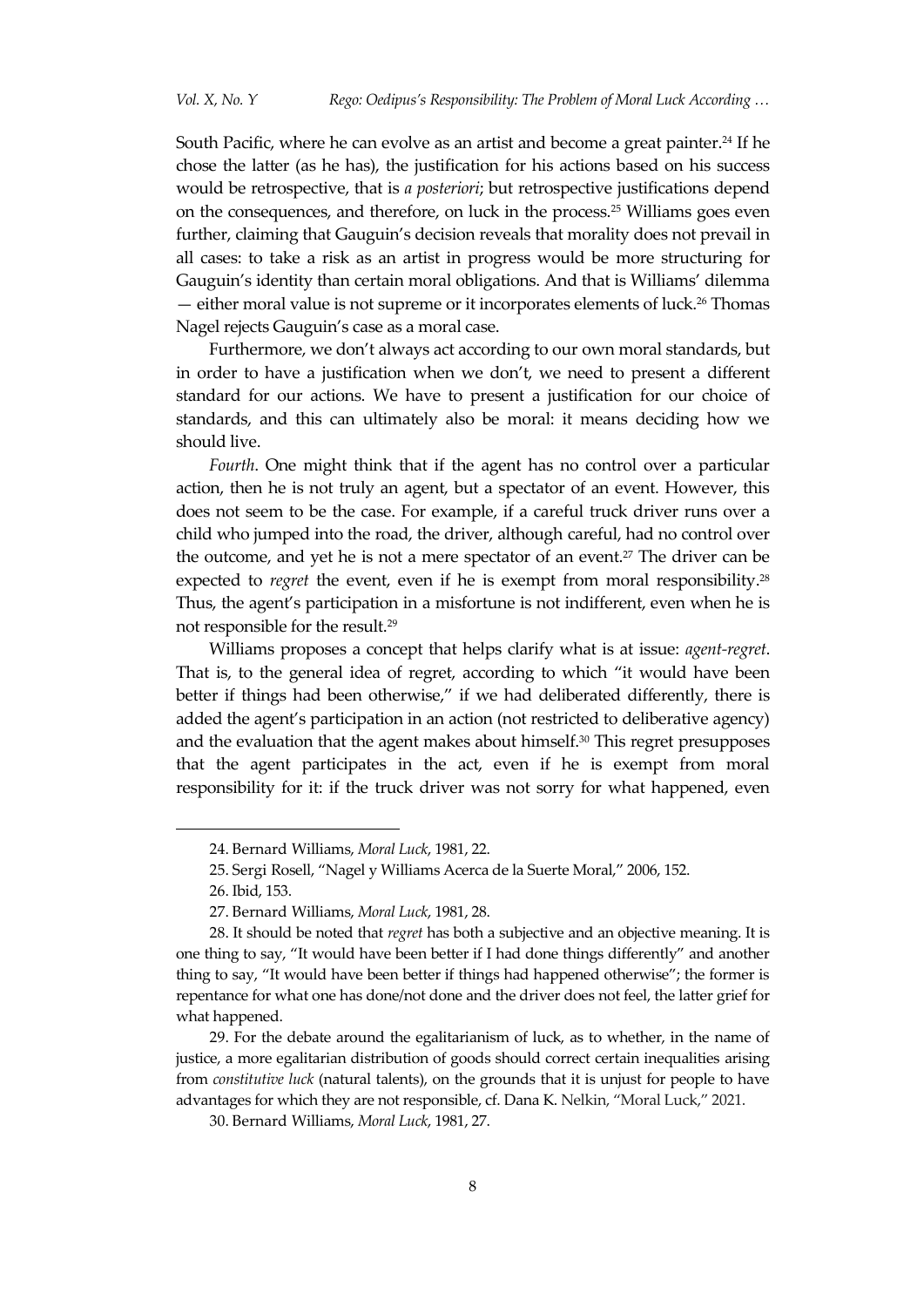South Pacific, where he can evolve as an artist and become a great painter.[24] If he chose the latter (as he has), the justification for his actions based on his success would be retrospective, that is *a posteriori*; but retrospective justifications depend on the consequences, and therefore, on luck in the process.[25] Williams goes even further, claiming that Gauguin's decision reveals that morality does not prevail in all cases: to take a risk as an artist in progress would be more structuring for Gauguin's identity than certain moral obligations. And that is Williams' dilemma — either moral value is not supreme or it incorporates elements of luck.[26] Thomas Nagel rejects Gauguin's case as a moral case.

Furthermore, we don't always act according to our own moral standards, but in order to have a justification when we don't, we need to present a different standard for our actions. We have to present a justification for our choice of standards, and this can ultimately also be moral: it means deciding how we should live.

*Fourth*. One might think that if the agent has no control over a particular action, then he is not truly an agent, but a spectator of an event. However, this does not seem to be the case. For example, if a careful truck driver runs over a child who jumped into the road, the driver, although careful, had no control over the outcome, and yet he is not a mere spectator of an event.[27] The driver can be expected to *regret* the event, even if he is exempt from moral responsibility.[28] Thus, the agent's participation in a misfortune is not indifferent, even when he is not responsible for the result.[29]

Williams proposes a concept that helps clarify what is at issue: *agent-regret*. That is, to the general idea of regret, according to which "it would have been better if things had been otherwise," if we had deliberated differently, there is added the agent's participation in an action (not restricted to deliberative agency) and the evaluation that the agent makes about himself.[30] This regret presupposes that the agent participates in the act, even if he is exempt from moral responsibility for it: if the truck driver was not sorry for what happened, even

---

24. Bernard Williams, *Moral Luck*, 1981, 22.

25. Sergi Rosell, "Nagel y Williams Acerca de la Suerte Moral," 2006, 152.

26. Ibid, 153.

27. Bernard Williams, *Moral Luck*, 1981, 28.

28. It should be noted that *regret* has both a subjective and an objective meaning. It is one thing to say, "It would have been better if I had done things differently" and another thing to say, "It would have been better if things had happened otherwise"; the former is repentance for what one has done/not done and the driver does not feel, the latter grief for what happened.

29. For the debate around the egalitarianism of luck, as to whether, in the name of justice, a more egalitarian distribution of goods should correct certain inequalities arising from *constitutive luck* (natural talents), on the grounds that it is unjust for people to have advantages for which they are not responsible, cf. Dana K. Nelkin, "Moral Luck," 2021.

30. Bernard Williams, *Moral Luck*, 1981, 27.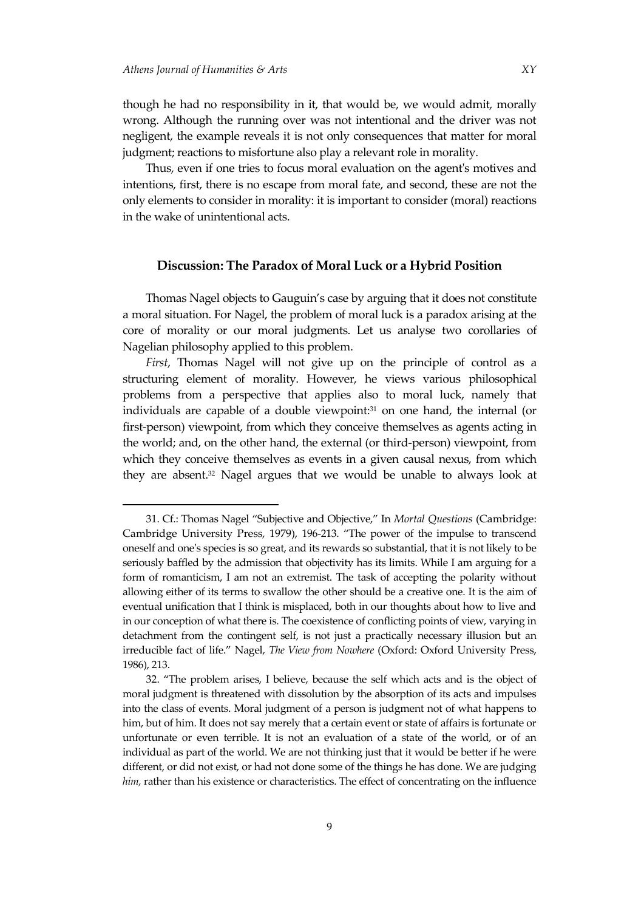though he had no responsibility in it, that would be, we would admit, morally wrong. Although the running over was not intentional and the driver was not negligent, the example reveals it is not only consequences that matter for moral judgment; reactions to misfortune also play a relevant role in morality.

Thus, even if one tries to focus moral evaluation on the agent's motives and intentions, first, there is no escape from moral fate, and second, these are not the only elements to consider in morality: it is important to consider (moral) reactions in the wake of unintentional acts.

## Discussion: The Paradox of Moral Luck or a Hybrid Position

Thomas Nagel objects to Gauguin's case by arguing that it does not constitute a moral situation. For Nagel, the problem of moral luck is a paradox arising at the core of morality or our moral judgments. Let us analyse two corollaries of Nagelian philosophy applied to this problem.

*First*, Thomas Nagel will not give up on the principle of control as a structuring element of morality. However, he views various philosophical problems from a perspective that applies also to moral luck, namely that individuals are capable of a double viewpoint:[31] on one hand, the internal (or first-person) viewpoint, from which they conceive themselves as agents acting in the world; and, on the other hand, the external (or third-person) viewpoint, from which they conceive themselves as events in a given causal nexus, from which they are absent.[32] Nagel argues that we would be unable to always look at

---

31. Cf.: Thomas Nagel "Subjective and Objective," In *Mortal Questions* (Cambridge: Cambridge University Press, 1979), 196-213. "The power of the impulse to transcend oneself and one's species is so great, and its rewards so substantial, that it is not likely to be seriously baffled by the admission that objectivity has its limits. While I am arguing for a form of romanticism, I am not an extremist. The task of accepting the polarity without allowing either of its terms to swallow the other should be a creative one. It is the aim of eventual unification that I think is misplaced, both in our thoughts about how to live and in our conception of what there is. The coexistence of conflicting points of view, varying in detachment from the contingent self, is not just a practically necessary illusion but an irreducible fact of life." Nagel, *The View from Nowhere* (Oxford: Oxford University Press, 1986), 213.

32. "The problem arises, I believe, because the self which acts and is the object of moral judgment is threatened with dissolution by the absorption of its acts and impulses into the class of events. Moral judgment of a person is judgment not of what happens to him, but of him. It does not say merely that a certain event or state of affairs is fortunate or unfortunate or even terrible. It is not an evaluation of a state of the world, or of an individual as part of the world. We are not thinking just that it would be better if he were different, or did not exist, or had not done some of the things he has done. We are judging *him,* rather than his existence or characteristics. The effect of concentrating on the influence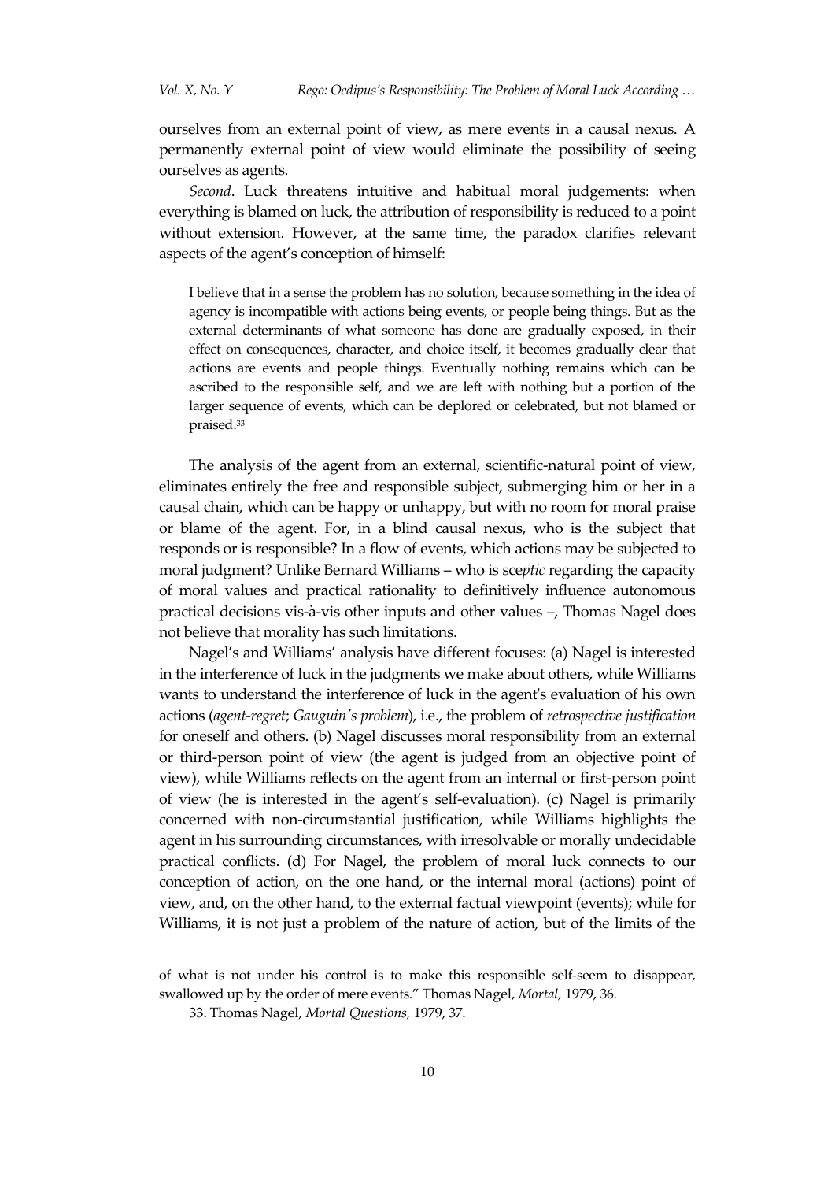ourselves from an external point of view, as mere events in a causal nexus. A permanently external point of view would eliminate the possibility of seeing ourselves as agents.

*Second*. Luck threatens intuitive and habitual moral judgements: when everything is blamed on luck, the attribution of responsibility is reduced to a point without extension. However, at the same time, the paradox clarifies relevant aspects of the agent's conception of himself:

> I believe that in a sense the problem has no solution, because something in the idea of agency is incompatible with actions being events, or people being things. But as the external determinants of what someone has done are gradually exposed, in their effect on consequences, character, and choice itself, it becomes gradually clear that actions are events and people things. Eventually nothing remains which can be ascribed to the responsible self, and we are left with nothing but a portion of the larger sequence of events, which can be deplored or celebrated, but not blamed or praised.[33]

The analysis of the agent from an external, scientific-natural point of view, eliminates entirely the free and responsible subject, submerging him or her in a causal chain, which can be happy or unhappy, but with no room for moral praise or blame of the agent. For, in a blind causal nexus, who is the subject that responds or is responsible? In a flow of events, which actions may be subjected to moral judgment? Unlike Bernard Williams – who is sce*ptic* regarding the capacity of moral values and practical rationality to definitively influence autonomous practical decisions vis-à-vis other inputs and other values –, Thomas Nagel does not believe that morality has such limitations.

Nagel's and Williams' analysis have different focuses: (a) Nagel is interested in the interference of luck in the judgments we make about others, while Williams wants to understand the interference of luck in the agent's evaluation of his own actions (*agent-regret*; *Gauguin's problem*), i.e., the problem of *retrospective justification* for oneself and others. (b) Nagel discusses moral responsibility from an external or third-person point of view (the agent is judged from an objective point of view), while Williams reflects on the agent from an internal or first-person point of view (he is interested in the agent's self-evaluation). (c) Nagel is primarily concerned with non-circumstantial justification, while Williams highlights the agent in his surrounding circumstances, with irresolvable or morally undecidable practical conflicts. (d) For Nagel, the problem of moral luck connects to our conception of action, on the one hand, or the internal moral (actions) point of view, and, on the other hand, to the external factual viewpoint (events); while for Williams, it is not just a problem of the nature of action, but of the limits of the

---

of what is not under his control is to make this responsible self-seem to disappear, swallowed up by the order of mere events." Thomas Nagel, *Mortal,* 1979, 36.

33. Thomas Nagel, *Mortal Questions,* 1979, 37.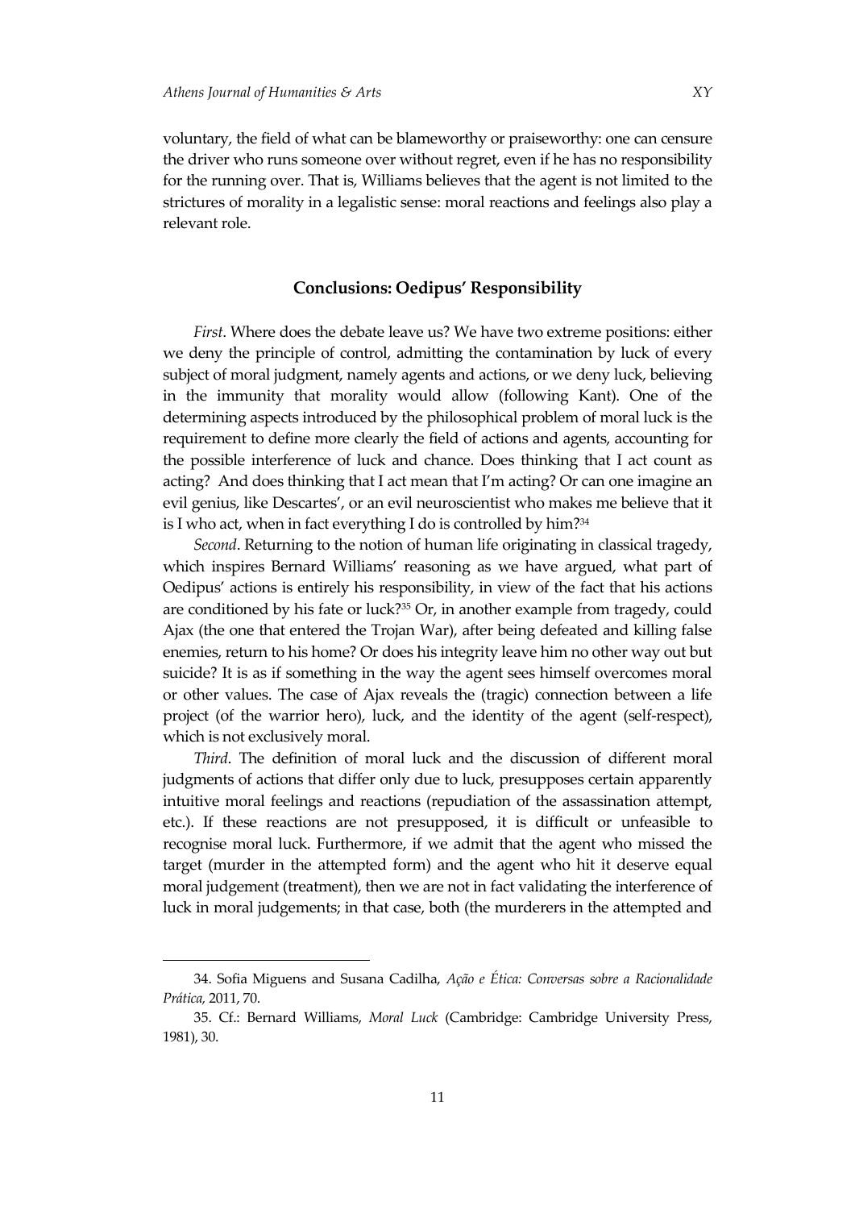voluntary, the field of what can be blameworthy or praiseworthy: one can censure the driver who runs someone over without regret, even if he has no responsibility for the running over. That is, Williams believes that the agent is not limited to the strictures of morality in a legalistic sense: moral reactions and feelings also play a relevant role.

## Conclusions: Oedipus' Responsibility

*First*. Where does the debate leave us? We have two extreme positions: either we deny the principle of control, admitting the contamination by luck of every subject of moral judgment, namely agents and actions, or we deny luck, believing in the immunity that morality would allow (following Kant). One of the determining aspects introduced by the philosophical problem of moral luck is the requirement to define more clearly the field of actions and agents, accounting for the possible interference of luck and chance. Does thinking that I act count as acting? And does thinking that I act mean that I'm acting? Or can one imagine an evil genius, like Descartes', or an evil neuroscientist who makes me believe that it is I who act, when in fact everything I do is controlled by him?[34]

*Second*. Returning to the notion of human life originating in classical tragedy, which inspires Bernard Williams' reasoning as we have argued, what part of Oedipus' actions is entirely his responsibility, in view of the fact that his actions are conditioned by his fate or luck?[35] Or, in another example from tragedy, could Ajax (the one that entered the Trojan War), after being defeated and killing false enemies, return to his home? Or does his integrity leave him no other way out but suicide? It is as if something in the way the agent sees himself overcomes moral or other values. The case of Ajax reveals the (tragic) connection between a life project (of the warrior hero), luck, and the identity of the agent (self-respect), which is not exclusively moral.

*Third*. The definition of moral luck and the discussion of different moral judgments of actions that differ only due to luck, presupposes certain apparently intuitive moral feelings and reactions (repudiation of the assassination attempt, etc.). If these reactions are not presupposed, it is difficult or unfeasible to recognise moral luck. Furthermore, if we admit that the agent who missed the target (murder in the attempted form) and the agent who hit it deserve equal moral judgement (treatment), then we are not in fact validating the interference of luck in moral judgements; in that case, both (the murderers in the attempted and

---

34. Sofia Miguens and Susana Cadilha, *Ação e Ética: Conversas sobre a Racionalidade Prática,* 2011, 70.

35. Cf.: Bernard Williams, *Moral Luck* (Cambridge: Cambridge University Press, 1981), 30.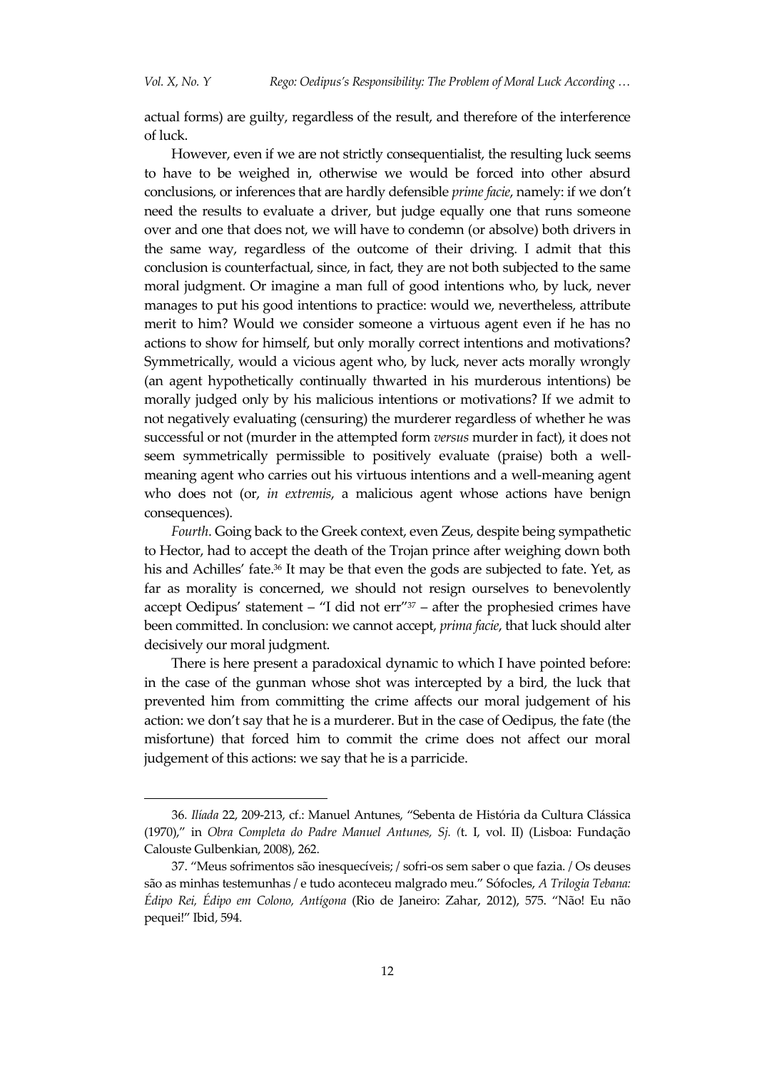actual forms) are guilty, regardless of the result, and therefore of the interference of luck.

However, even if we are not strictly consequentialist, the resulting luck seems to have to be weighed in, otherwise we would be forced into other absurd conclusions, or inferences that are hardly defensible *prime facie*, namely: if we don't need the results to evaluate a driver, but judge equally one that runs someone over and one that does not, we will have to condemn (or absolve) both drivers in the same way, regardless of the outcome of their driving. I admit that this conclusion is counterfactual, since, in fact, they are not both subjected to the same moral judgment. Or imagine a man full of good intentions who, by luck, never manages to put his good intentions to practice: would we, nevertheless, attribute merit to him? Would we consider someone a virtuous agent even if he has no actions to show for himself, but only morally correct intentions and motivations? Symmetrically, would a vicious agent who, by luck, never acts morally wrongly (an agent hypothetically continually thwarted in his murderous intentions) be morally judged only by his malicious intentions or motivations? If we admit to not negatively evaluating (censuring) the murderer regardless of whether he was successful or not (murder in the attempted form *versus* murder in fact), it does not seem symmetrically permissible to positively evaluate (praise) both a well-meaning agent who carries out his virtuous intentions and a well-meaning agent who does not (or, *in extremis*, a malicious agent whose actions have benign consequences).

*Fourth*. Going back to the Greek context, even Zeus, despite being sympathetic to Hector, had to accept the death of the Trojan prince after weighing down both his and Achilles' fate.[36] It may be that even the gods are subjected to fate. Yet, as far as morality is concerned, we should not resign ourselves to benevolently accept Oedipus' statement – "I did not err"[37] – after the prophesied crimes have been committed. In conclusion: we cannot accept, *prima facie*, that luck should alter decisively our moral judgment.

There is here present a paradoxical dynamic to which I have pointed before: in the case of the gunman whose shot was intercepted by a bird, the luck that prevented him from committing the crime affects our moral judgement of his action: we don't say that he is a murderer. But in the case of Oedipus, the fate (the misfortune) that forced him to commit the crime does not affect our moral judgement of this actions: we say that he is a parricide.

---

36. *Ilíada* 22, 209-213, cf.: Manuel Antunes, "Sebenta de História da Cultura Clássica (1970)," in *Obra Completa do Padre Manuel Antunes, Sj. (*t. I, vol. II) (Lisboa: Fundação Calouste Gulbenkian, 2008), 262.

37. "Meus sofrimentos são inesquecíveis; / sofri-os sem saber o que fazia. / Os deuses são as minhas testemunhas / e tudo aconteceu malgrado meu." Sófocles, *A Trilogia Tebana: Édipo Rei, Édipo em Colono, Antígona* (Rio de Janeiro: Zahar, 2012), 575. "Não! Eu não pequei!" Ibid, 594.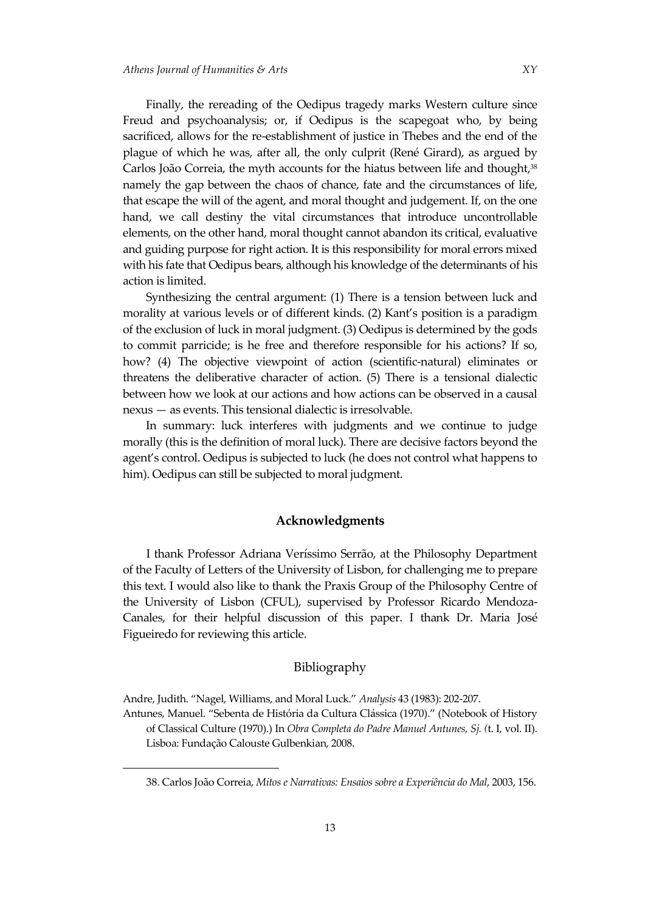Finally, the rereading of the Oedipus tragedy marks Western culture since Freud and psychoanalysis; or, if Oedipus is the scapegoat who, by being sacrificed, allows for the re-establishment of justice in Thebes and the end of the plague of which he was, after all, the only culprit (René Girard), as argued by Carlos João Correia, the myth accounts for the hiatus between life and thought,[38] namely the gap between the chaos of chance, fate and the circumstances of life, that escape the will of the agent, and moral thought and judgement. If, on the one hand, we call destiny the vital circumstances that introduce uncontrollable elements, on the other hand, moral thought cannot abandon its critical, evaluative and guiding purpose for right action. It is this responsibility for moral errors mixed with his fate that Oedipus bears, although his knowledge of the determinants of his action is limited.

Synthesizing the central argument: (1) There is a tension between luck and morality at various levels or of different kinds. (2) Kant's position is a paradigm of the exclusion of luck in moral judgment. (3) Oedipus is determined by the gods to commit parricide; is he free and therefore responsible for his actions? If so, how? (4) The objective viewpoint of action (scientific-natural) eliminates or threatens the deliberative character of action. (5) There is a tensional dialectic between how we look at our actions and how actions can be observed in a causal nexus — as events. This tensional dialectic is irresolvable.

In summary: luck interferes with judgments and we continue to judge morally (this is the definition of moral luck). There are decisive factors beyond the agent's control. Oedipus is subjected to luck (he does not control what happens to him). Oedipus can still be subjected to moral judgment.

## Acknowledgments

I thank Professor Adriana Veríssimo Serrão, at the Philosophy Department of the Faculty of Letters of the University of Lisbon, for challenging me to prepare this text. I would also like to thank the Praxis Group of the Philosophy Centre of the University of Lisbon (CFUL), supervised by Professor Ricardo Mendoza-Canales, for their helpful discussion of this paper. I thank Dr. Maria José Figueiredo for reviewing this article.

## Bibliography

Andre, Judith. "Nagel, Williams, and Moral Luck." *Analysis* 43 (1983): 202-207.

Antunes, Manuel. "Sebenta de História da Cultura Clássica (1970)." (Notebook of History of Classical Culture (1970).) In *Obra Completa do Padre Manuel Antunes, Sj.* (t. I, vol. II). Lisboa: Fundação Calouste Gulbenkian, 2008.

---

38. Carlos João Correia, *Mitos e Narrativas: Ensaios sobre a Experiência do Mal*, 2003, 156.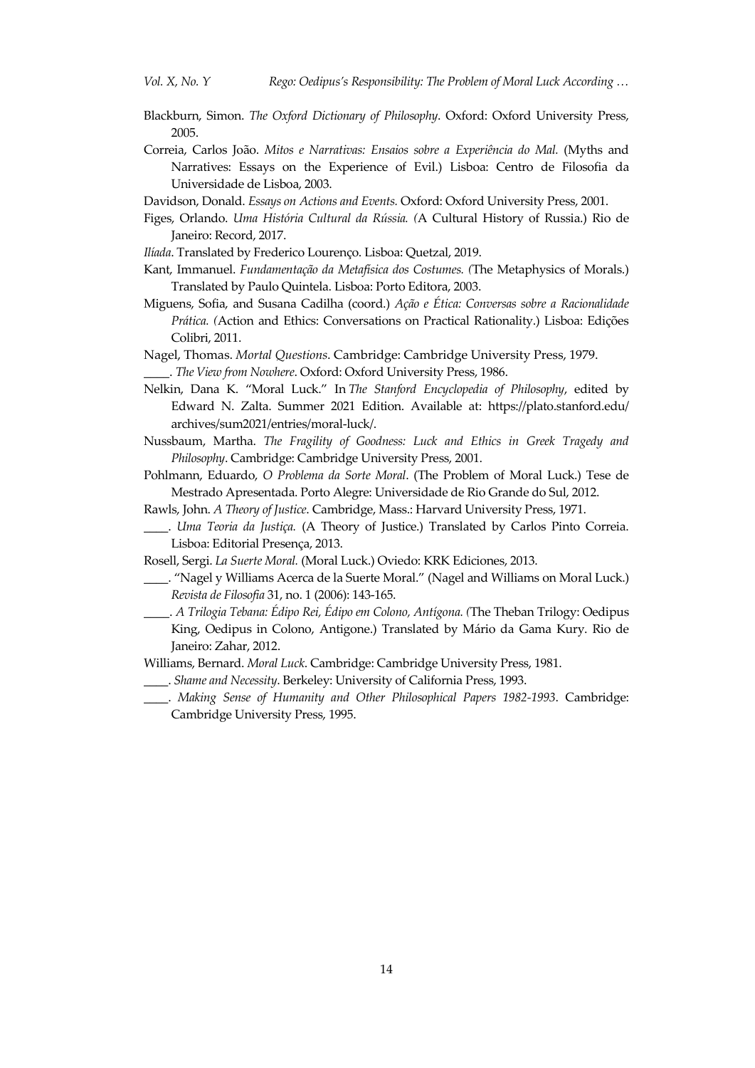Blackburn, Simon. *The Oxford Dictionary of Philosophy*. Oxford: Oxford University Press, 2005.

Correia, Carlos João. *Mitos e Narrativas: Ensaios sobre a Experiência do Mal.* (Myths and Narratives: Essays on the Experience of Evil.) Lisboa: Centro de Filosofia da Universidade de Lisboa, 2003.

Davidson, Donald. *Essays on Actions and Events.* Oxford: Oxford University Press, 2001.

Figes, Orlando. *Uma História Cultural da Rússia. (*A Cultural History of Russia.) Rio de Janeiro: Record, 2017.

*Ilíada*. Translated by Frederico Lourenço. Lisboa: Quetzal, 2019.

Kant, Immanuel. *Fundamentação da Metafísica dos Costumes. (*The Metaphysics of Morals.) Translated by Paulo Quintela. Lisboa: Porto Editora, 2003.

Miguens, Sofia, and Susana Cadilha (coord.) *Ação e Ética: Conversas sobre a Racionalidade Prática. (*Action and Ethics: Conversations on Practical Rationality.) Lisboa: Edições Colibri, 2011.

Nagel, Thomas. *Mortal Questions*. Cambridge: Cambridge University Press, 1979.

\_\_\_\_. *The View from Nowhere*. Oxford: Oxford University Press, 1986.

Nelkin, Dana K. "Moral Luck." In *The Stanford Encyclopedia of Philosophy*, edited by Edward N. Zalta. Summer 2021 Edition. Available at: https://plato.stanford.edu/archives/sum2021/entries/moral-luck/.

Nussbaum, Martha. *The Fragility of Goodness: Luck and Ethics in Greek Tragedy and Philosophy*. Cambridge: Cambridge University Press, 2001.

Pohlmann, Eduardo, *O Problema da Sorte Moral*. (The Problem of Moral Luck.) Tese de Mestrado Apresentada. Porto Alegre: Universidade de Rio Grande do Sul, 2012.

Rawls, John. *A Theory of Justice*. Cambridge, Mass.: Harvard University Press, 1971.

\_\_\_\_. *Uma Teoria da Justiça.* (A Theory of Justice.) Translated by Carlos Pinto Correia. Lisboa: Editorial Presença, 2013.

Rosell, Sergi. *La Suerte Moral.* (Moral Luck.) Oviedo: KRK Ediciones, 2013.

\_\_\_\_. "Nagel y Williams Acerca de la Suerte Moral." (Nagel and Williams on Moral Luck.) *Revista de Filosofia* 31, no. 1 (2006): 143-165.

\_\_\_\_. *A Trilogia Tebana: Édipo Rei, Édipo em Colono, Antígona. (*The Theban Trilogy: Oedipus King, Oedipus in Colono, Antigone.) Translated by Mário da Gama Kury. Rio de Janeiro: Zahar, 2012.

Williams, Bernard. *Moral Luck*. Cambridge: Cambridge University Press, 1981.

\_\_\_\_. *Shame and Necessity*. Berkeley: University of California Press, 1993.

\_\_\_\_. *Making Sense of Humanity and Other Philosophical Papers 1982-1993*. Cambridge: Cambridge University Press, 1995.